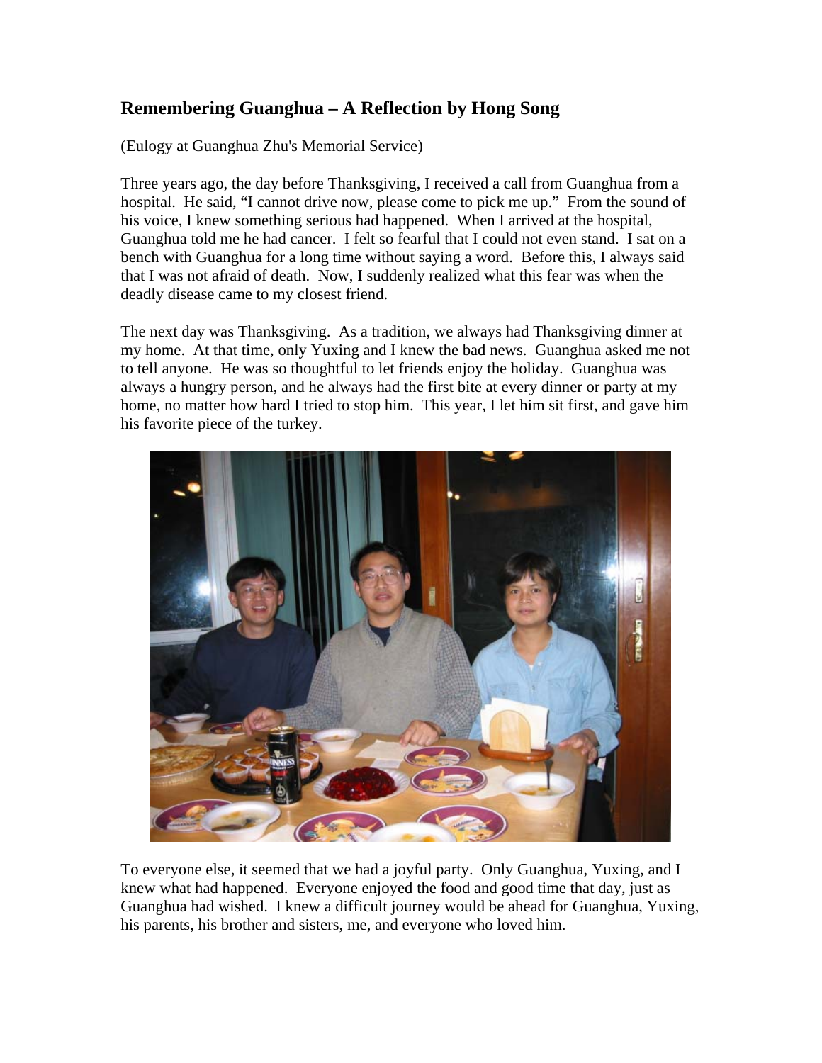## Remembering Guanghua – A Reflection by Hong Song

(Eulogy at Guanghua Zhu's Memorial Service)

Three years ago, the day before Thanksgiving, I received a call from Guanghua from a hospital. He said, "I cannot drive now, please come to pick me up." From the sound of his voice, I knew something serious had happened. When I arrived at the hospital, Guanghua told me he had cancer. I felt so fearful that I could not even stand. I sat on a bench with Guanghua for a long time without saying a word. Before this, I always said that I was not afraid of death. Now, I suddenly realized what this fear was when the deadly disease came to my closest friend.

The next day was Thanksgiving. As a tradition, we always had Thanksgiving dinner at my home. At that time, only Yuxing and I knew the bad news. Guanghua asked me not to tell anyone. He was so thoughtful to let friends enjoy the holiday. Guanghua was always a hungry person, and he always had the first bite at every dinner or party at my home, no matter how hard I tried to stop him. This year, I let him sit first, and gave him his favorite piece of the turkey.

To everyone else, it seemed that we had a joyful party. Only Guanghua, Yuxing, and I knew what had happened. Everyone enjoyed the food and good time that day, just as Guanghua had wished. I knew a difficult journey would be ahead for Guanghua, Yuxing, his parents, his brother and sisters, me, and everyone who loved him.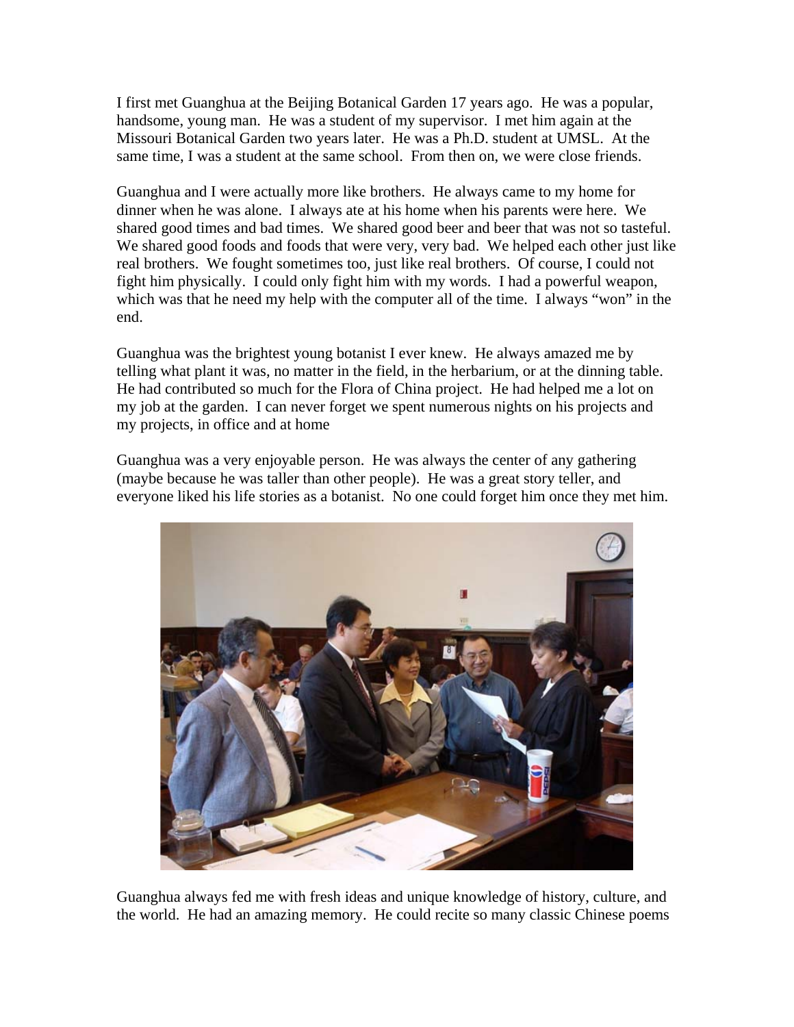I first met Guanghua at the Beijing Botanical Garden 17 years ago. He was a popular, handsome, young man. He was a student of my supervisor. I met him again at the Missouri Botanical Garden two years later. He was a Ph.D. student at UMSL. At the same time, I was a student at the same school. From then on, we were close friends.

Guanghua and I were actually more like brothers. He always came to my home for dinner when he was alone. I always ate at his home when his parents were here. We shared good times and bad times. We shared good beer and beer that was not so tasteful. We shared good foods and foods that were very, very bad. We helped each other just like real brothers. We fought sometimes too, just like real brothers. Of course, I could not fight him physically. I could only fight him with my words. I had a powerful weapon, which was that he need my help with the computer all of the time. I always "won" in the end.

Guanghua was the brightest young botanist I ever knew. He always amazed me by telling what plant it was, no matter in the field, in the herbarium, or at the dinning table. He had contributed so much for the Flora of China project. He had helped me a lot on my job at the garden. I can never forget we spent numerous nights on his projects and my projects, in office and at home

Guanghua was a very enjoyable person. He was always the center of any gathering (maybe because he was taller than other people). He was a great story teller, and everyone liked his life stories as a botanist. No one could forget him once they met him.

Guanghua always fed me with fresh ideas and unique knowledge of history, culture, and the world. He had an amazing memory. He could recite so many classic Chinese poems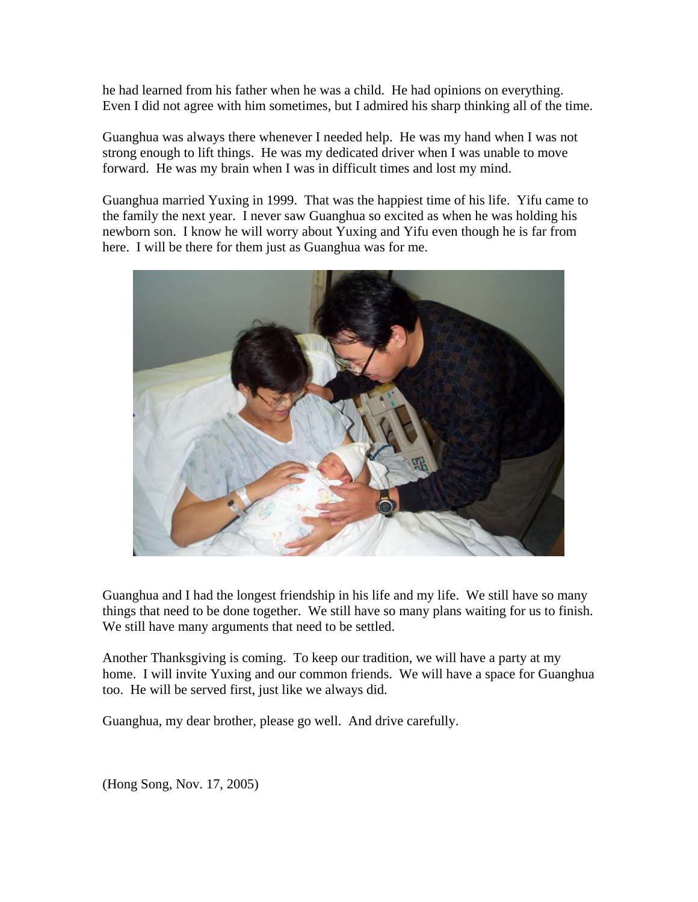he had learned from his father when he was a child. He had opinions on everything. Even I did not agree with him sometimes, but I admired his sharp thinking all of the time.

Guanghua was always there whenever I needed help. He was my hand when I was not strong enough to lift things. He was my dedicated driver when I was unable to move forward. He was my brain when I was in difficult times and lost my mind.

Guanghua married Yuxing in 1999. That was the happiest time of his life. Yifu came to the family the next year. I never saw Guanghua so excited as when he was holding his newborn son. I know he will worry about Yuxing and Yifu even though he is far from here. I will be there for them just as Guanghua was for me.

Guanghua and I had the longest friendship in his life and my life. We still have so many things that need to be done together. We still have so many plans waiting for us to finish. We still have many arguments that need to be settled.

Another Thanksgiving is coming. To keep our tradition, we will have a party at my home. I will invite Yuxing and our common friends. We will have a space for Guanghua too. He will be served first, just like we always did.

Guanghua, my dear brother, please go well. And drive carefully.

(Hong Song, Nov. 17, 2005)